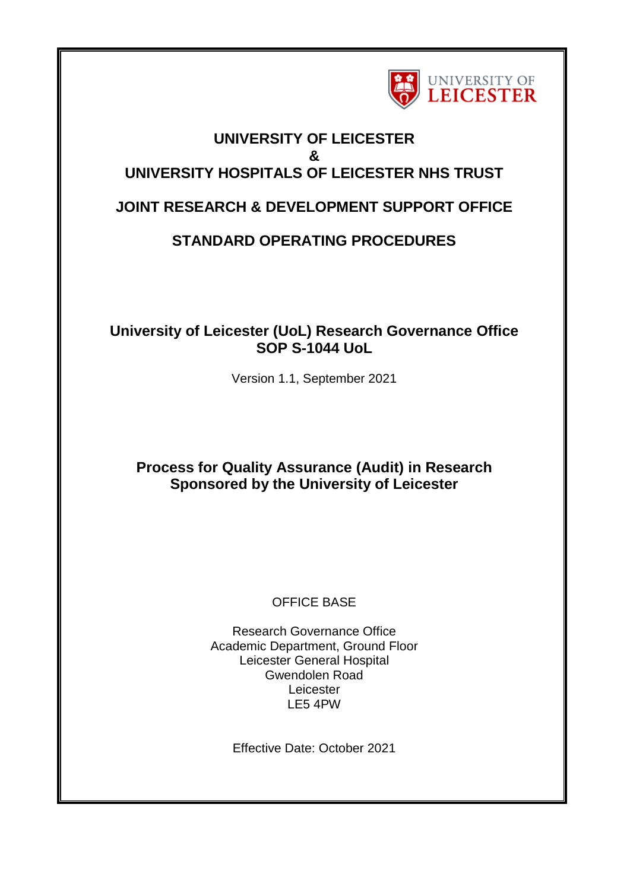UNIVERSITY OF LEICESTER

**UNIVERSITY OF LEICESTER**
**&**
**UNIVERSITY HOSPITALS OF LEICESTER NHS TRUST**

**JOINT RESEARCH & DEVELOPMENT SUPPORT OFFICE**

**STANDARD OPERATING PROCEDURES**

**University of Leicester (UoL) Research Governance Office**
**SOP S-1044 UoL**

Version 1.1, September 2021

# Process for Quality Assurance (Audit) in Research Sponsored by the University of Leicester

OFFICE BASE

Research Governance Office
Academic Department, Ground Floor
Leicester General Hospital
Gwendolen Road
Leicester
LE5 4PW

Effective Date: October 2021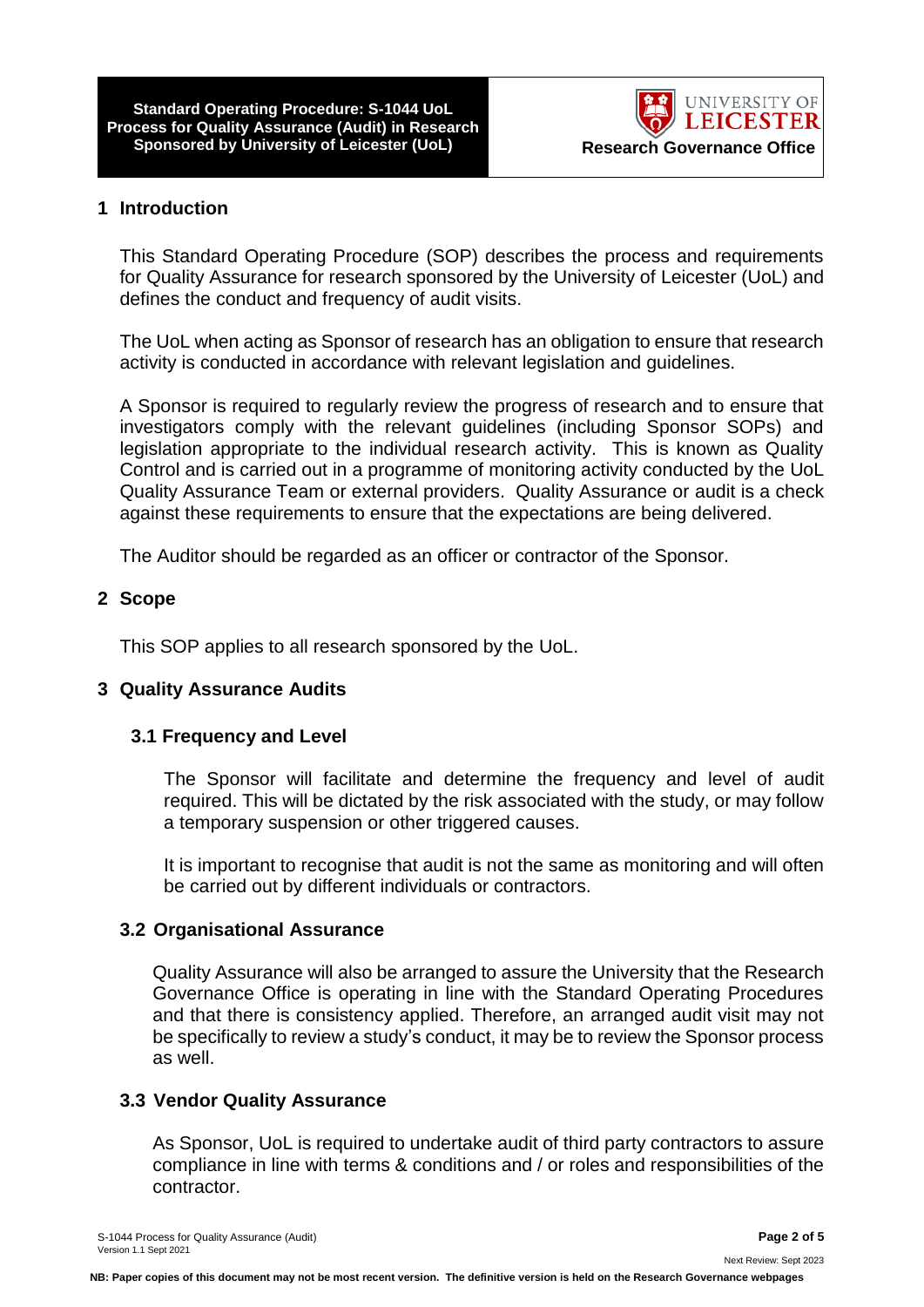## 1 Introduction

This Standard Operating Procedure (SOP) describes the process and requirements for Quality Assurance for research sponsored by the University of Leicester (UoL) and defines the conduct and frequency of audit visits.

The UoL when acting as Sponsor of research has an obligation to ensure that research activity is conducted in accordance with relevant legislation and guidelines.

A Sponsor is required to regularly review the progress of research and to ensure that investigators comply with the relevant guidelines (including Sponsor SOPs) and legislation appropriate to the individual research activity. This is known as Quality Control and is carried out in a programme of monitoring activity conducted by the UoL Quality Assurance Team or external providers. Quality Assurance or audit is a check against these requirements to ensure that the expectations are being delivered.

The Auditor should be regarded as an officer or contractor of the Sponsor.

## 2 Scope

This SOP applies to all research sponsored by the UoL.

## 3 Quality Assurance Audits

### 3.1 Frequency and Level

The Sponsor will facilitate and determine the frequency and level of audit required. This will be dictated by the risk associated with the study, or may follow a temporary suspension or other triggered causes.

It is important to recognise that audit is not the same as monitoring and will often be carried out by different individuals or contractors.

### 3.2 Organisational Assurance

Quality Assurance will also be arranged to assure the University that the Research Governance Office is operating in line with the Standard Operating Procedures and that there is consistency applied. Therefore, an arranged audit visit may not be specifically to review a study's conduct, it may be to review the Sponsor process as well.

### 3.3 Vendor Quality Assurance

As Sponsor, UoL is required to undertake audit of third party contractors to assure compliance in line with terms & conditions and / or roles and responsibilities of the contractor.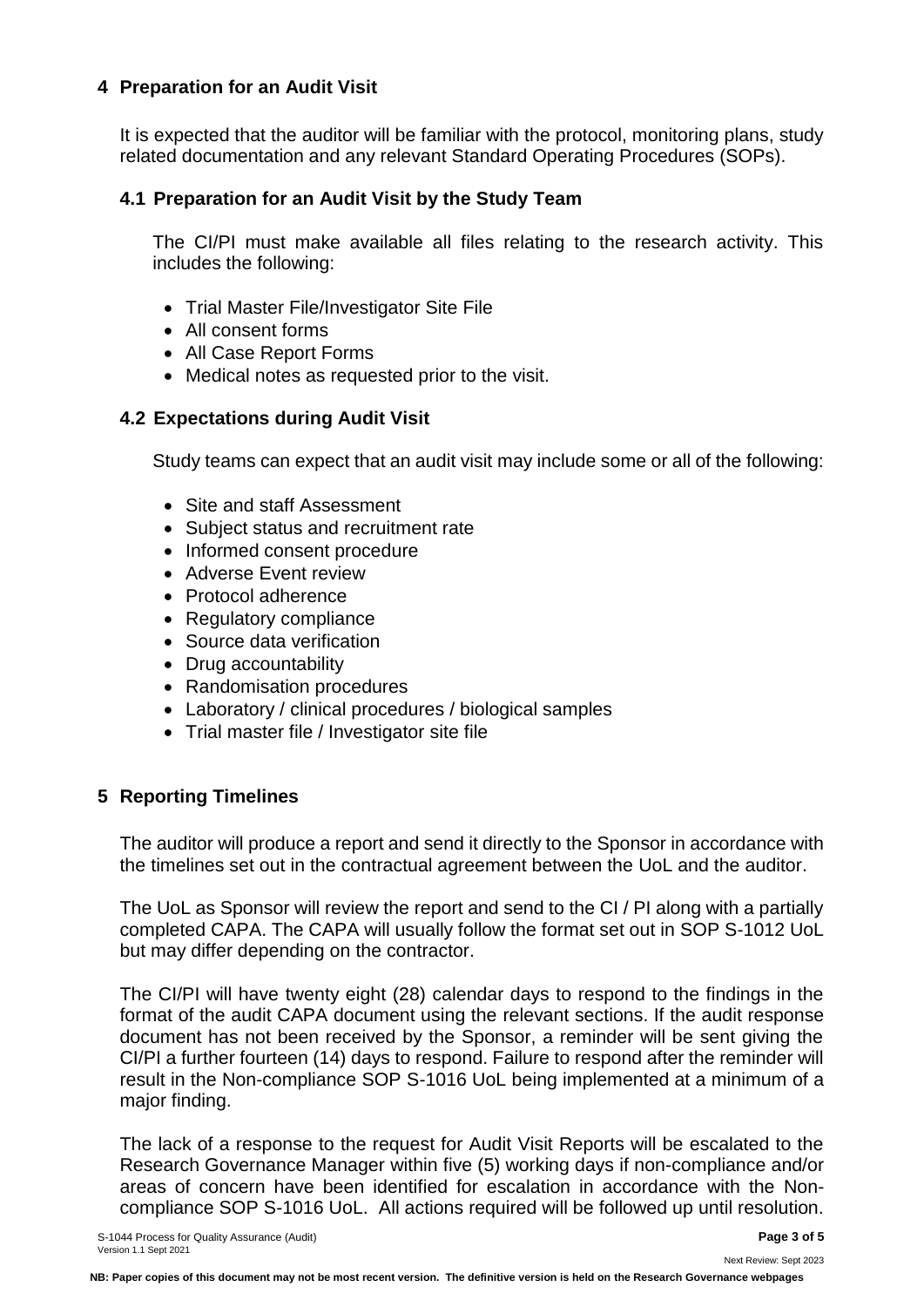## 4 Preparation for an Audit Visit

It is expected that the auditor will be familiar with the protocol, monitoring plans, study related documentation and any relevant Standard Operating Procedures (SOPs).

### 4.1 Preparation for an Audit Visit by the Study Team

The CI/PI must make available all files relating to the research activity. This includes the following:

- Trial Master File/Investigator Site File
- All consent forms
- All Case Report Forms
- Medical notes as requested prior to the visit.

### 4.2 Expectations during Audit Visit

Study teams can expect that an audit visit may include some or all of the following:

- Site and staff Assessment
- Subject status and recruitment rate
- Informed consent procedure
- Adverse Event review
- Protocol adherence
- Regulatory compliance
- Source data verification
- Drug accountability
- Randomisation procedures
- Laboratory / clinical procedures / biological samples
- Trial master file / Investigator site file

## 5 Reporting Timelines

The auditor will produce a report and send it directly to the Sponsor in accordance with the timelines set out in the contractual agreement between the UoL and the auditor.

The UoL as Sponsor will review the report and send to the CI / PI along with a partially completed CAPA. The CAPA will usually follow the format set out in SOP S-1012 UoL but may differ depending on the contractor.

The CI/PI will have twenty eight (28) calendar days to respond to the findings in the format of the audit CAPA document using the relevant sections. If the audit response document has not been received by the Sponsor, a reminder will be sent giving the CI/PI a further fourteen (14) days to respond. Failure to respond after the reminder will result in the Non-compliance SOP S-1016 UoL being implemented at a minimum of a major finding.

The lack of a response to the request for Audit Visit Reports will be escalated to the Research Governance Manager within five (5) working days if non-compliance and/or areas of concern have been identified for escalation in accordance with the Non-compliance SOP S-1016 UoL. All actions required will be followed up until resolution.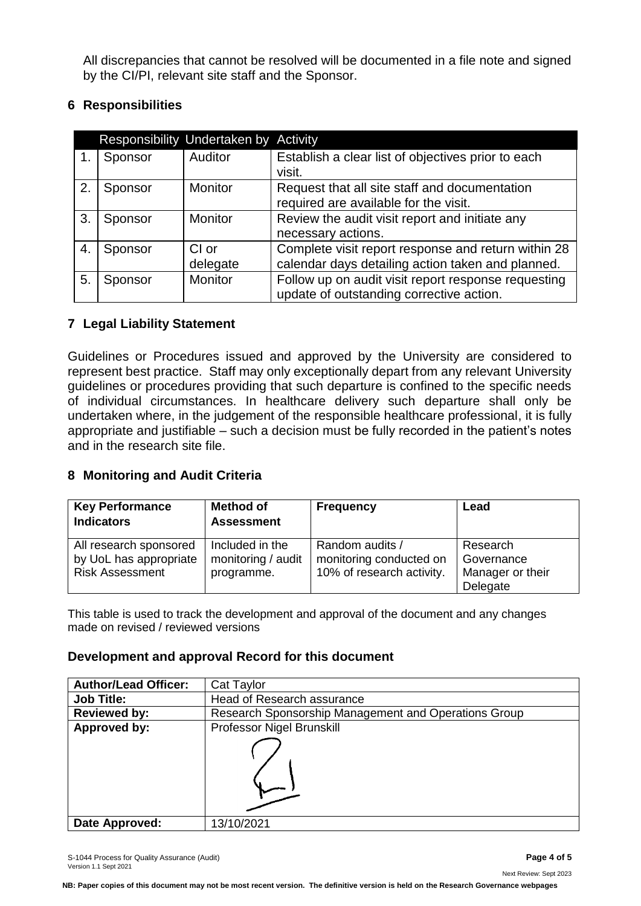All discrepancies that cannot be resolved will be documented in a file note and signed by the CI/PI, relevant site staff and the Sponsor.

## 6 Responsibilities

| | Responsibility | Undertaken by | Activity |
|---|---|---|---|
| 1. | Sponsor | Auditor | Establish a clear list of objectives prior to each visit. |
| 2. | Sponsor | Monitor | Request that all site staff and documentation required are available for the visit. |
| 3. | Sponsor | Monitor | Review the audit visit report and initiate any necessary actions. |
| 4. | Sponsor | CI or delegate | Complete visit report response and return within 28 calendar days detailing action taken and planned. |
| 5. | Sponsor | Monitor | Follow up on audit visit report response requesting update of outstanding corrective action. |

## 7 Legal Liability Statement

Guidelines or Procedures issued and approved by the University are considered to represent best practice. Staff may only exceptionally depart from any relevant University guidelines or procedures providing that such departure is confined to the specific needs of individual circumstances. In healthcare delivery such departure shall only be undertaken where, in the judgement of the responsible healthcare professional, it is fully appropriate and justifiable – such a decision must be fully recorded in the patient's notes and in the research site file.

## 8 Monitoring and Audit Criteria

| Key Performance Indicators | Method of Assessment | Frequency | Lead |
|---|---|---|---|
| All research sponsored by UoL has appropriate Risk Assessment | Included in the monitoring / audit programme. | Random audits / monitoring conducted on 10% of research activity. | Research Governance Manager or their Delegate |

This table is used to track the development and approval of the document and any changes made on revised / reviewed versions

### Development and approval Record for this document

| | |
|---|---|
| **Author/Lead Officer:** | Cat Taylor |
| **Job Title:** | Head of Research assurance |
| **Reviewed by:** | Research Sponsorship Management and Operations Group |
| **Approved by:** | Professor Nigel Brunskill |
| **Date Approved:** | 13/10/2021 |

S-1044 Process for Quality Assurance (Audit)
Version 1.1 Sept 2021

Next Review: Sept 2023

**NB: Paper copies of this document may not be most recent version. The definitive version is held on the Research Governance webpages**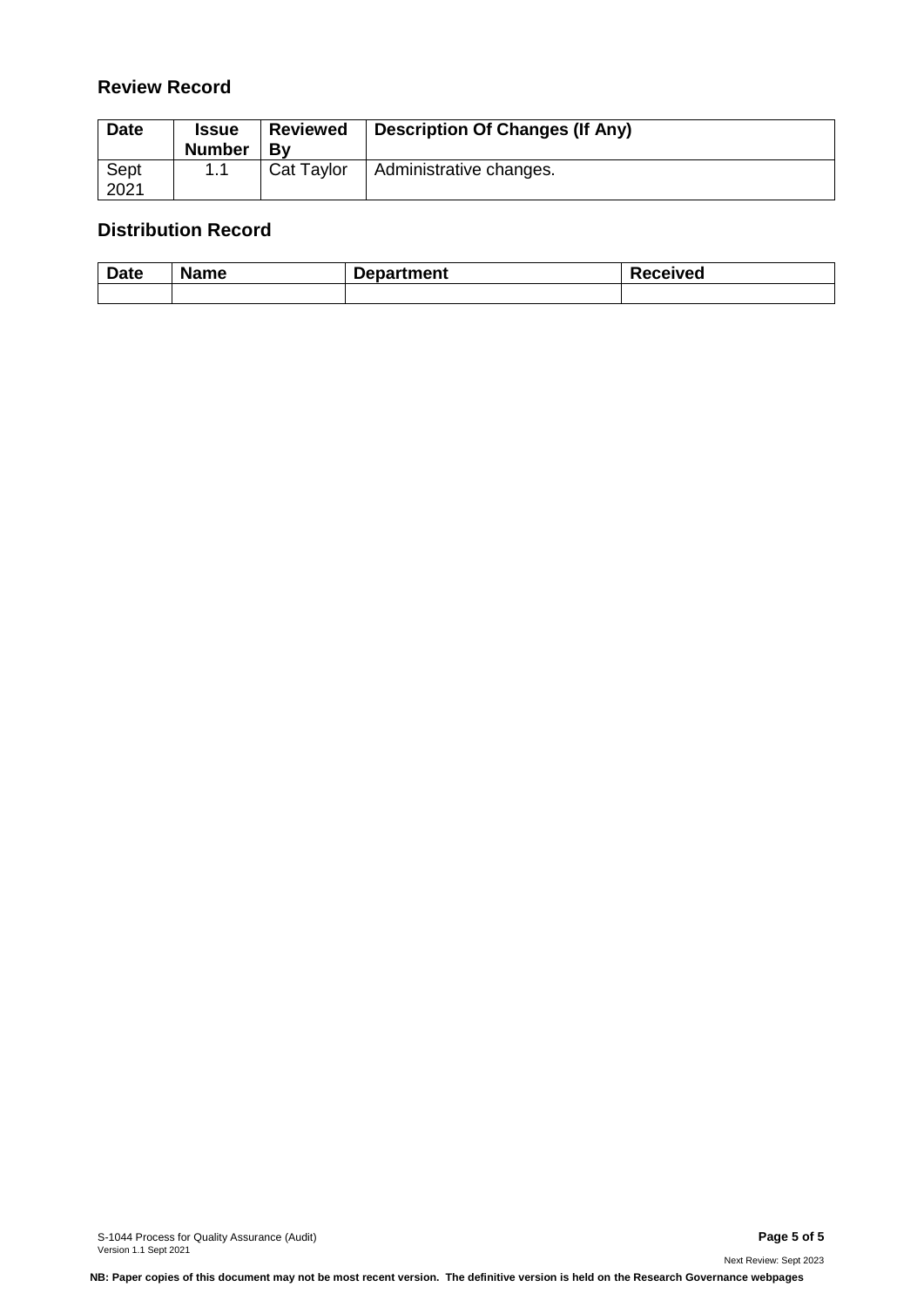## Review Record

| Date | Issue Number | Reviewed By | Description Of Changes (If Any) |
|---|---|---|---|
| Sept 2021 | 1.1 | Cat Taylor | Administrative changes. |

## Distribution Record

| Date | Name | Department | Received |
|---|---|---|---|
| | | | |

NB: Paper copies of this document may not be most recent version. The definitive version is held on the Research Governance webpages